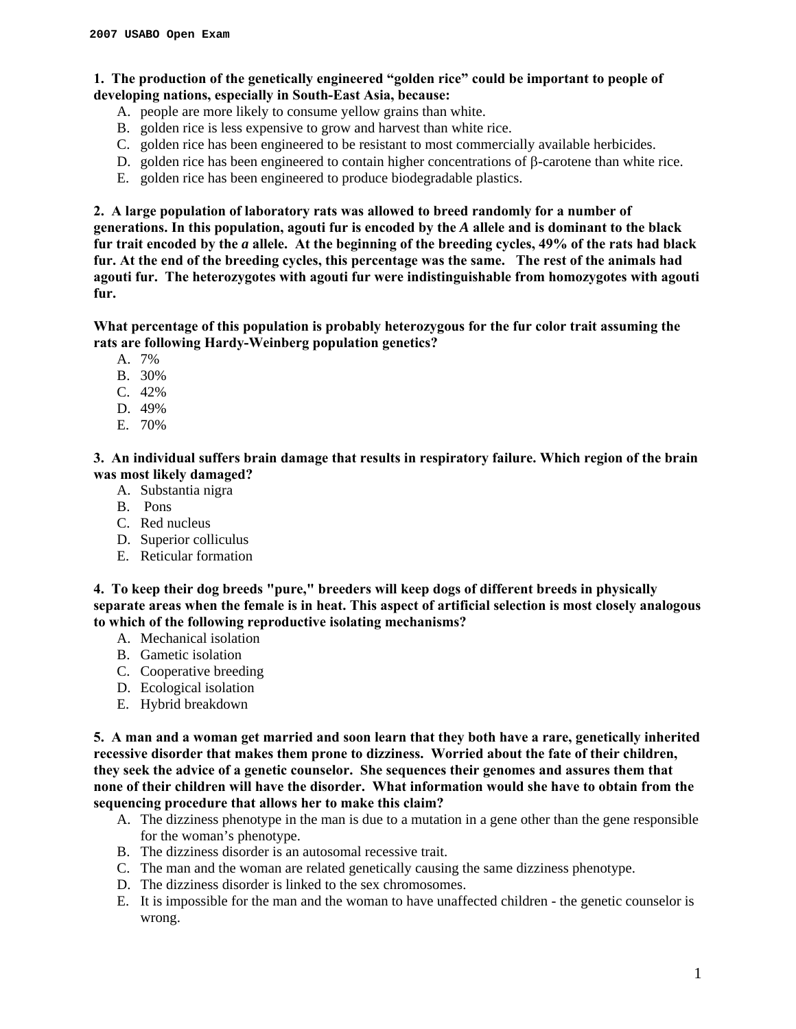**1. The production of the genetically engineered "golden rice" could be important to people of developing nations, especially in South-East Asia, because:**

A. people are more likely to consume yellow grains than white.
B. golden rice is less expensive to grow and harvest than white rice.
C. golden rice has been engineered to be resistant to most commercially available herbicides.
D. golden rice has been engineered to contain higher concentrations of $\beta$-carotene than white rice.
E. golden rice has been engineered to produce biodegradable plastics.

**2. A large population of laboratory rats was allowed to breed randomly for a number of generations. In this population, agouti fur is encoded by the *A* allele and is dominant to the black fur trait encoded by the *a* allele. At the beginning of the breeding cycles, 49% of the rats had black fur. At the end of the breeding cycles, this percentage was the same. The rest of the animals had agouti fur. The heterozygotes with agouti fur were indistinguishable from homozygotes with agouti fur.**

**What percentage of this population is probably heterozygous for the fur color trait assuming the rats are following Hardy-Weinberg population genetics?**

A. 7%
B. 30%
C. 42%
D. 49%
E. 70%

**3. An individual suffers brain damage that results in respiratory failure. Which region of the brain was most likely damaged?**

A. Substantia nigra
B. Pons
C. Red nucleus
D. Superior colliculus
E. Reticular formation

**4. To keep their dog breeds "pure," breeders will keep dogs of different breeds in physically separate areas when the female is in heat. This aspect of artificial selection is most closely analogous to which of the following reproductive isolating mechanisms?**

A. Mechanical isolation
B. Gametic isolation
C. Cooperative breeding
D. Ecological isolation
E. Hybrid breakdown

**5. A man and a woman get married and soon learn that they both have a rare, genetically inherited recessive disorder that makes them prone to dizziness. Worried about the fate of their children, they seek the advice of a genetic counselor. She sequences their genomes and assures them that none of their children will have the disorder. What information would she have to obtain from the sequencing procedure that allows her to make this claim?**

A. The dizziness phenotype in the man is due to a mutation in a gene other than the gene responsible for the woman's phenotype.
B. The dizziness disorder is an autosomal recessive trait.
C. The man and the woman are related genetically causing the same dizziness phenotype.
D. The dizziness disorder is linked to the sex chromosomes.
E. It is impossible for the man and the woman to have unaffected children - the genetic counselor is wrong.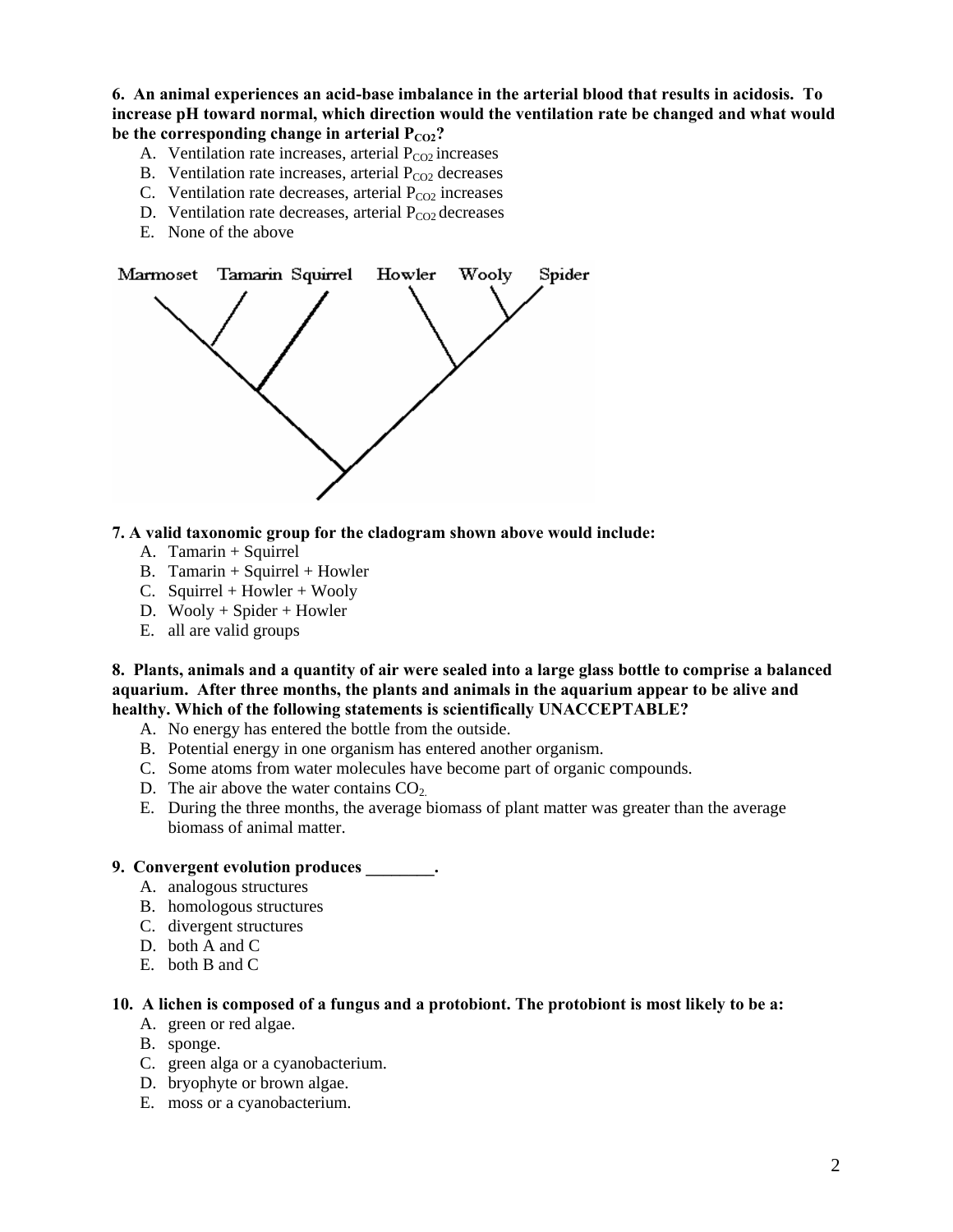**6. An animal experiences an acid-base imbalance in the arterial blood that results in acidosis. To increase pH toward normal, which direction would the ventilation rate be changed and what would be the corresponding change in arterial $P_{CO2}$?**

A. Ventilation rate increases, arterial $P_{CO2}$ increases
B. Ventilation rate increases, arterial $P_{CO2}$ decreases
C. Ventilation rate decreases, arterial $P_{CO2}$ increases
D. Ventilation rate decreases, arterial $P_{CO2}$ decreases
E. None of the above

Marmoset Tamarin Squirrel Howler Wooly Spider

**7. A valid taxonomic group for the cladogram shown above would include:**

A. Tamarin + Squirrel
B. Tamarin + Squirrel + Howler
C. Squirrel + Howler + Wooly
D. Wooly + Spider + Howler
E. all are valid groups

**8. Plants, animals and a quantity of air were sealed into a large glass bottle to comprise a balanced aquarium. After three months, the plants and animals in the aquarium appear to be alive and healthy. Which of the following statements is scientifically UNACCEPTABLE?**

A. No energy has entered the bottle from the outside.
B. Potential energy in one organism has entered another organism.
C. Some atoms from water molecules have become part of organic compounds.
D. The air above the water contains $CO_2$.
E. During the three months, the average biomass of plant matter was greater than the average biomass of animal matter.

**9. Convergent evolution produces ________.**

A. analogous structures
B. homologous structures
C. divergent structures
D. both A and C
E. both B and C

**10. A lichen is composed of a fungus and a protobiont. The protobiont is most likely to be a:**

A. green or red algae.
B. sponge.
C. green alga or a cyanobacterium.
D. bryophyte or brown algae.
E. moss or a cyanobacterium.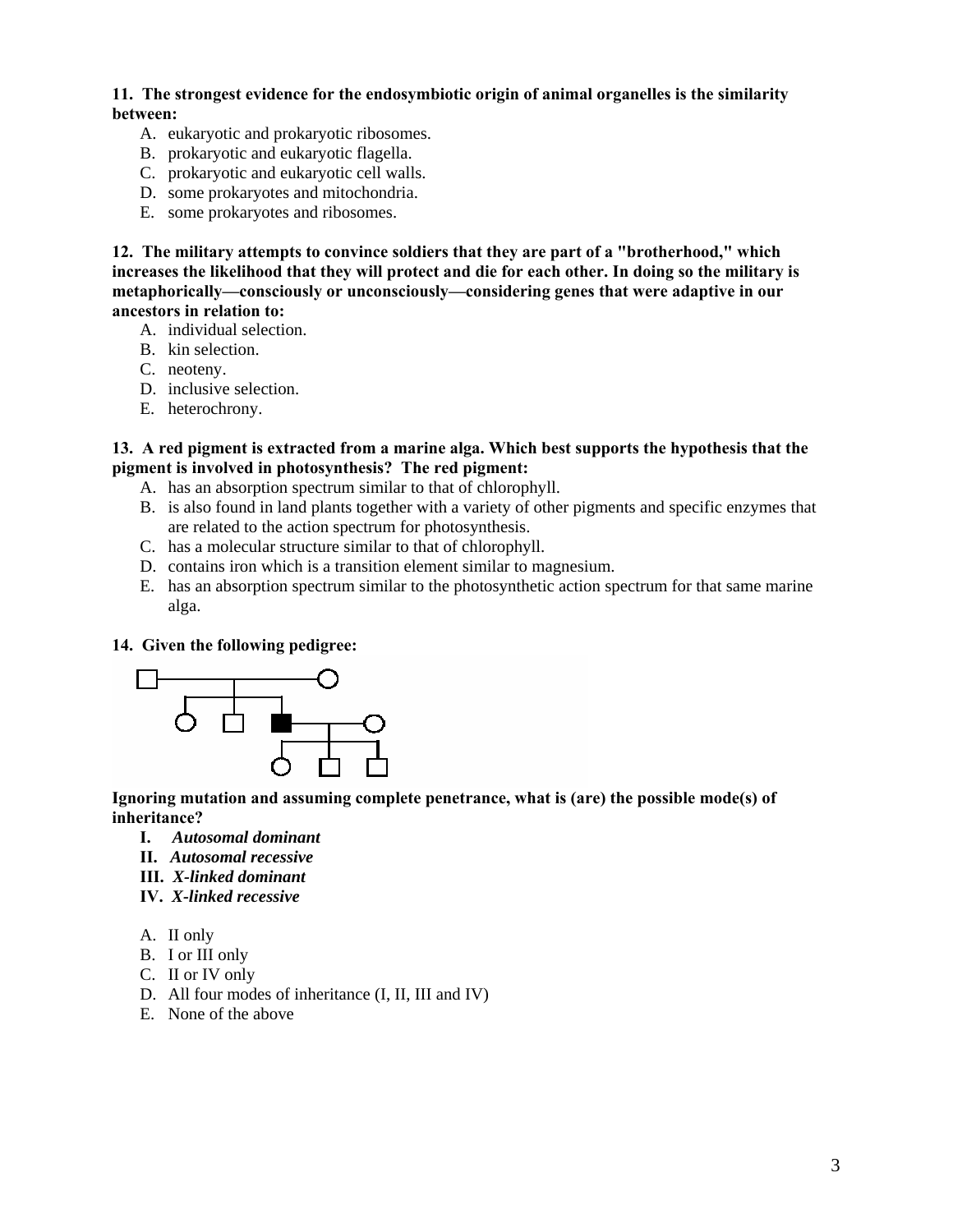**11. The strongest evidence for the endosymbiotic origin of animal organelles is the similarity between:**

A. eukaryotic and prokaryotic ribosomes.
B. prokaryotic and eukaryotic flagella.
C. prokaryotic and eukaryotic cell walls.
D. some prokaryotes and mitochondria.
E. some prokaryotes and ribosomes.

**12. The military attempts to convince soldiers that they are part of a "brotherhood," which increases the likelihood that they will protect and die for each other. In doing so the military is metaphorically—consciously or unconsciously—considering genes that were adaptive in our ancestors in relation to:**

A. individual selection.
B. kin selection.
C. neoteny.
D. inclusive selection.
E. heterochrony.

**13. A red pigment is extracted from a marine alga. Which best supports the hypothesis that the pigment is involved in photosynthesis? The red pigment:**

A. has an absorption spectrum similar to that of chlorophyll.
B. is also found in land plants together with a variety of other pigments and specific enzymes that are related to the action spectrum for photosynthesis.
C. has a molecular structure similar to that of chlorophyll.
D. contains iron which is a transition element similar to magnesium.
E. has an absorption spectrum similar to the photosynthetic action spectrum for that same marine alga.

**14. Given the following pedigree:**

**Ignoring mutation and assuming complete penetrance, what is (are) the possible mode(s) of inheritance?**

- **I.** ***Autosomal dominant***
- **II.** ***Autosomal recessive***
- **III.** ***X-linked dominant***
- **IV.** ***X-linked recessive***

A. II only
B. I or III only
C. II or IV only
D. All four modes of inheritance (I, II, III and IV)
E. None of the above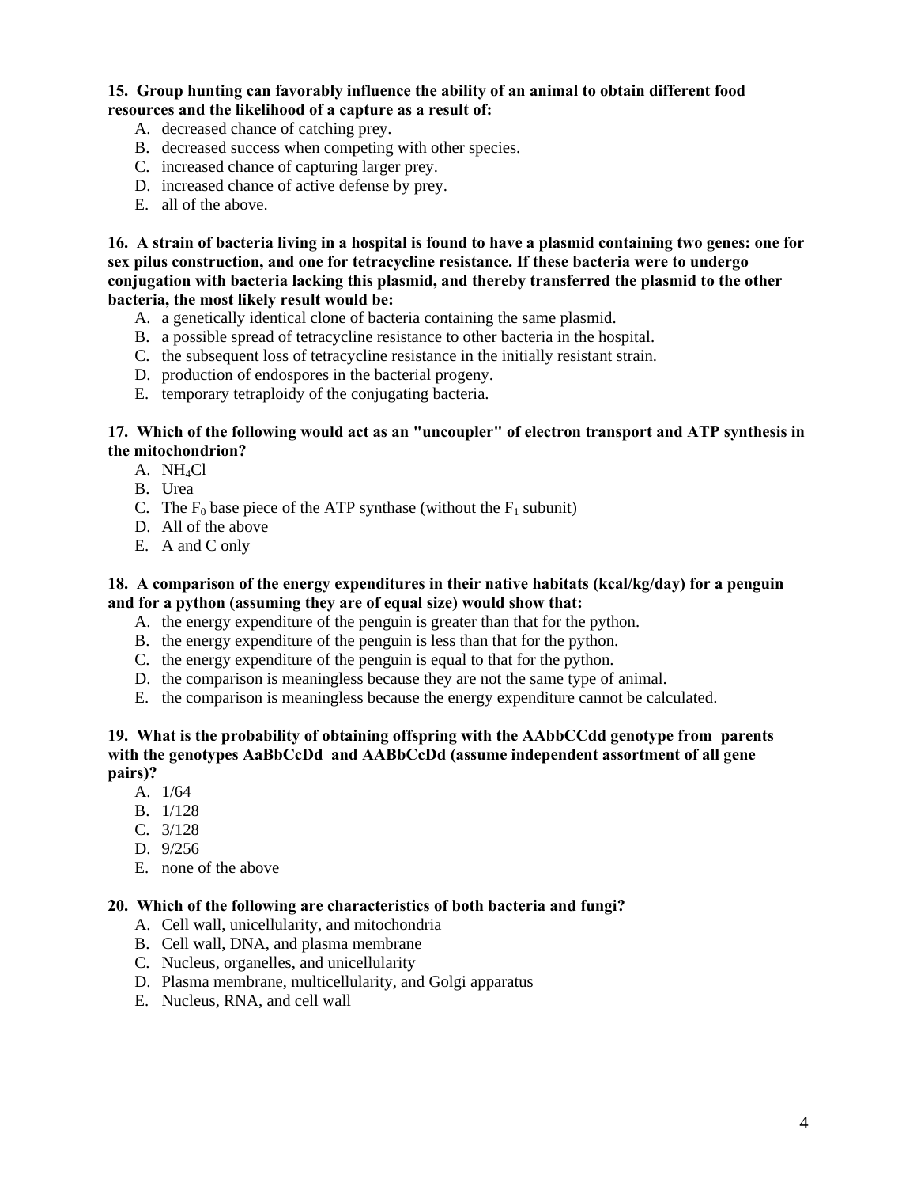**15. Group hunting can favorably influence the ability of an animal to obtain different food resources and the likelihood of a capture as a result of:**

A. decreased chance of catching prey.
B. decreased success when competing with other species.
C. increased chance of capturing larger prey.
D. increased chance of active defense by prey.
E. all of the above.

**16. A strain of bacteria living in a hospital is found to have a plasmid containing two genes: one for sex pilus construction, and one for tetracycline resistance. If these bacteria were to undergo conjugation with bacteria lacking this plasmid, and thereby transferred the plasmid to the other bacteria, the most likely result would be:**

A. a genetically identical clone of bacteria containing the same plasmid.
B. a possible spread of tetracycline resistance to other bacteria in the hospital.
C. the subsequent loss of tetracycline resistance in the initially resistant strain.
D. production of endospores in the bacterial progeny.
E. temporary tetraploidy of the conjugating bacteria.

**17. Which of the following would act as an "uncoupler" of electron transport and ATP synthesis in the mitochondrion?**

A. $NH_4Cl$
B. Urea
C. The $F_0$ base piece of the ATP synthase (without the $F_1$ subunit)
D. All of the above
E. A and C only

**18. A comparison of the energy expenditures in their native habitats (kcal/kg/day) for a penguin and for a python (assuming they are of equal size) would show that:**

A. the energy expenditure of the penguin is greater than that for the python.
B. the energy expenditure of the penguin is less than that for the python.
C. the energy expenditure of the penguin is equal to that for the python.
D. the comparison is meaningless because they are not the same type of animal.
E. the comparison is meaningless because the energy expenditure cannot be calculated.

**19. What is the probability of obtaining offspring with the AAbbCCdd genotype from parents with the genotypes AaBbCcDd and AABbCcDd (assume independent assortment of all gene pairs)?**

A. 1/64
B. 1/128
C. 3/128
D. 9/256
E. none of the above

**20. Which of the following are characteristics of both bacteria and fungi?**

A. Cell wall, unicellularity, and mitochondria
B. Cell wall, DNA, and plasma membrane
C. Nucleus, organelles, and unicellularity
D. Plasma membrane, multicellularity, and Golgi apparatus
E. Nucleus, RNA, and cell wall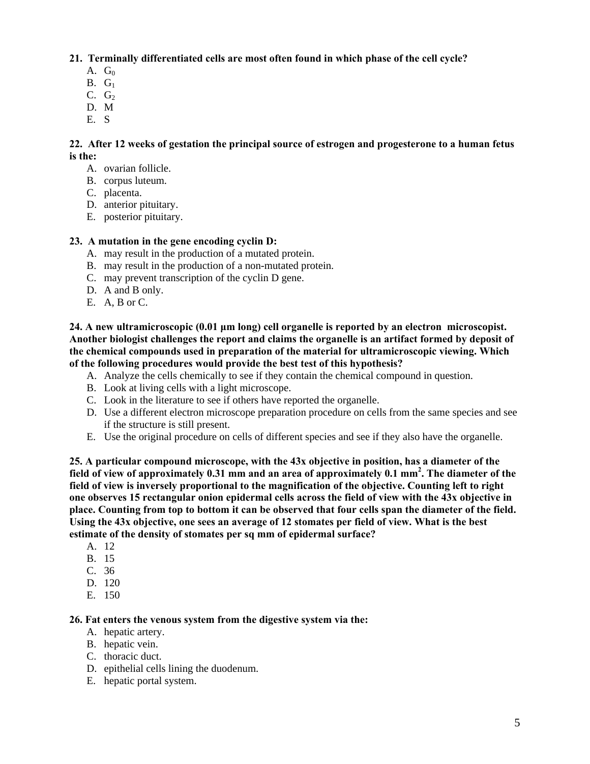**21. Terminally differentiated cells are most often found in which phase of the cell cycle?**

A. $G_0$
B. $G_1$
C. $G_2$
D. M
E. S

**22. After 12 weeks of gestation the principal source of estrogen and progesterone to a human fetus is the:**

A. ovarian follicle.
B. corpus luteum.
C. placenta.
D. anterior pituitary.
E. posterior pituitary.

**23. A mutation in the gene encoding cyclin D:**

A. may result in the production of a mutated protein.
B. may result in the production of a non-mutated protein.
C. may prevent transcription of the cyclin D gene.
D. A and B only.
E. A, B or C.

**24. A new ultramicroscopic (0.01 µm long) cell organelle is reported by an electron microscopist. Another biologist challenges the report and claims the organelle is an artifact formed by deposit of the chemical compounds used in preparation of the material for ultramicroscopic viewing. Which of the following procedures would provide the best test of this hypothesis?**

A. Analyze the cells chemically to see if they contain the chemical compound in question.
B. Look at living cells with a light microscope.
C. Look in the literature to see if others have reported the organelle.
D. Use a different electron microscope preparation procedure on cells from the same species and see if the structure is still present.
E. Use the original procedure on cells of different species and see if they also have the organelle.

**25. A particular compound microscope, with the 43x objective in position, has a diameter of the field of view of approximately 0.31 mm and an area of approximately 0.1 mm$^2$. The diameter of the field of view is inversely proportional to the magnification of the objective. Counting left to right one observes 15 rectangular onion epidermal cells across the field of view with the 43x objective in place. Counting from top to bottom it can be observed that four cells span the diameter of the field. Using the 43x objective, one sees an average of 12 stomates per field of view. What is the best estimate of the density of stomates per sq mm of epidermal surface?**

A. 12
B. 15
C. 36
D. 120
E. 150

**26. Fat enters the venous system from the digestive system via the:**

A. hepatic artery.
B. hepatic vein.
C. thoracic duct.
D. epithelial cells lining the duodenum.
E. hepatic portal system.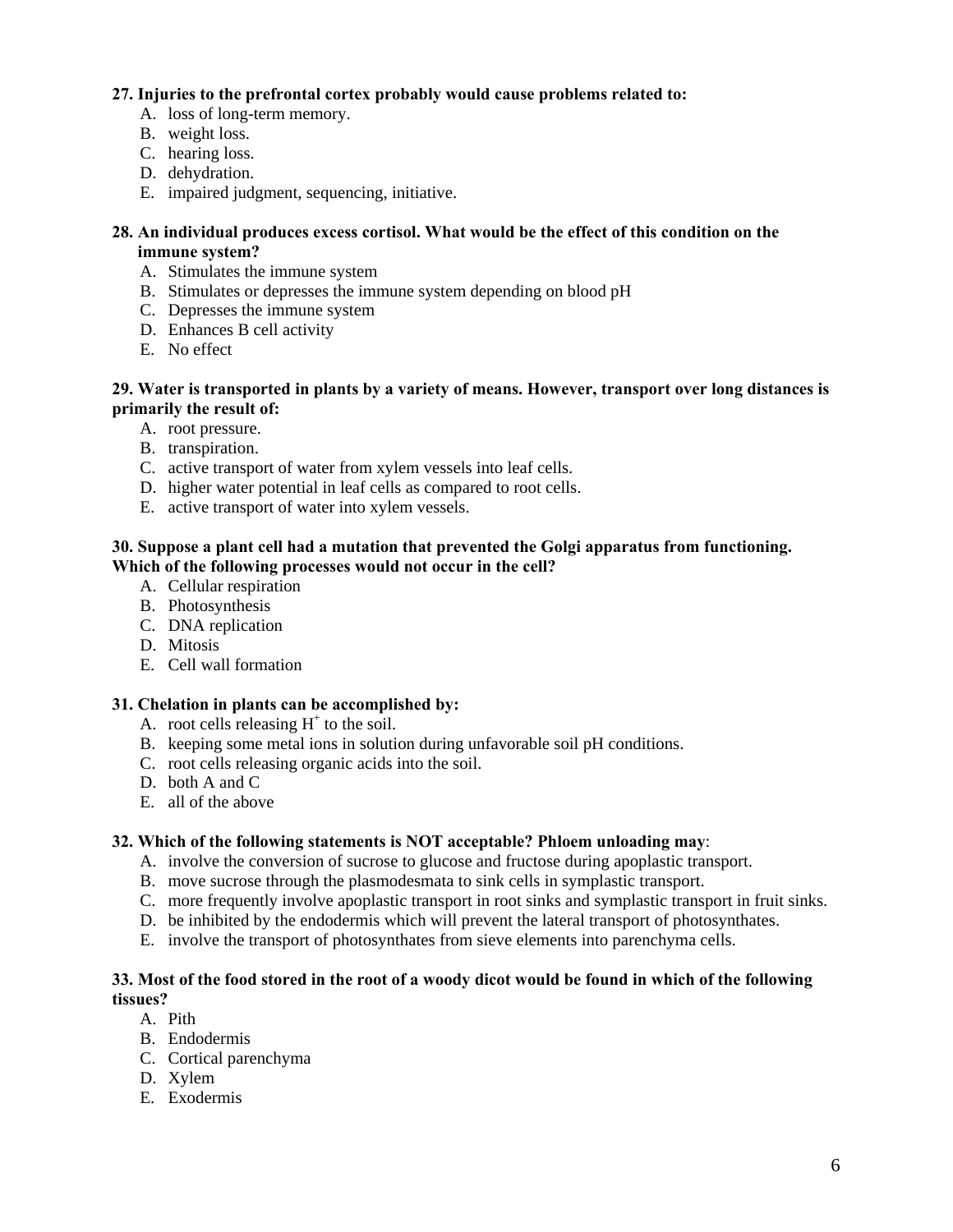**27. Injuries to the prefrontal cortex probably would cause problems related to:**

A. loss of long-term memory.
B. weight loss.
C. hearing loss.
D. dehydration.
E. impaired judgment, sequencing, initiative.

**28. An individual produces excess cortisol. What would be the effect of this condition on the immune system?**

A. Stimulates the immune system
B. Stimulates or depresses the immune system depending on blood pH
C. Depresses the immune system
D. Enhances B cell activity
E. No effect

**29. Water is transported in plants by a variety of means. However, transport over long distances is primarily the result of:**

A. root pressure.
B. transpiration.
C. active transport of water from xylem vessels into leaf cells.
D. higher water potential in leaf cells as compared to root cells.
E. active transport of water into xylem vessels.

**30. Suppose a plant cell had a mutation that prevented the Golgi apparatus from functioning. Which of the following processes would not occur in the cell?**

A. Cellular respiration
B. Photosynthesis
C. DNA replication
D. Mitosis
E. Cell wall formation

**31. Chelation in plants can be accomplished by:**

A. root cells releasing $H^+$ to the soil.
B. keeping some metal ions in solution during unfavorable soil pH conditions.
C. root cells releasing organic acids into the soil.
D. both A and C
E. all of the above

**32. Which of the following statements is NOT acceptable? Phloem unloading may**:

A. involve the conversion of sucrose to glucose and fructose during apoplastic transport.
B. move sucrose through the plasmodesmata to sink cells in symplastic transport.
C. more frequently involve apoplastic transport in root sinks and symplastic transport in fruit sinks.
D. be inhibited by the endodermis which will prevent the lateral transport of photosynthates.
E. involve the transport of photosynthates from sieve elements into parenchyma cells.

**33. Most of the food stored in the root of a woody dicot would be found in which of the following tissues?**

A. Pith
B. Endodermis
C. Cortical parenchyma
D. Xylem
E. Exodermis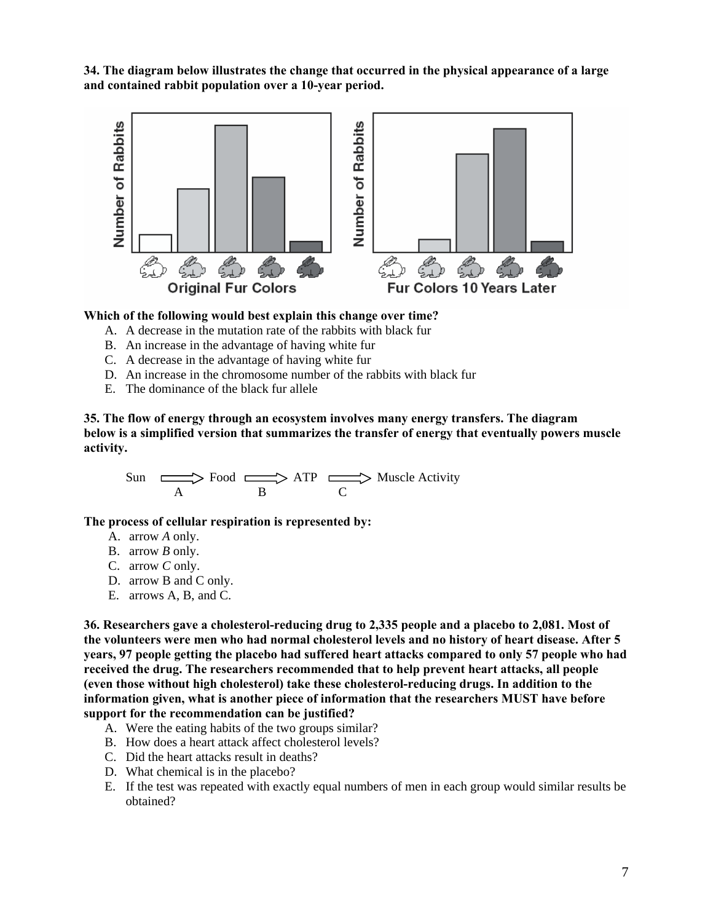**34. The diagram below illustrates the change that occurred in the physical appearance of a large and contained rabbit population over a 10-year period.**

**Which of the following would best explain this change over time?**

A. A decrease in the mutation rate of the rabbits with black fur
B. An increase in the advantage of having white fur
C. A decrease in the advantage of having white fur
D. An increase in the chromosome number of the rabbits with black fur
E. The dominance of the black fur allele

**35. The flow of energy through an ecosystem involves many energy transfers. The diagram below is a simplified version that summarizes the transfer of energy that eventually powers muscle activity.**

Sun $\xrightarrow{A}$ Food $\xrightarrow{B}$ ATP $\xrightarrow{C}$ Muscle Activity

**The process of cellular respiration is represented by:**

A. arrow *A* only.
B. arrow *B* only.
C. arrow *C* only.
D. arrow B and C only.
E. arrows A, B, and C.

**36. Researchers gave a cholesterol-reducing drug to 2,335 people and a placebo to 2,081. Most of the volunteers were men who had normal cholesterol levels and no history of heart disease. After 5 years, 97 people getting the placebo had suffered heart attacks compared to only 57 people who had received the drug. The researchers recommended that to help prevent heart attacks, all people (even those without high cholesterol) take these cholesterol-reducing drugs. In addition to the information given, what is another piece of information that the researchers MUST have before support for the recommendation can be justified?**

A. Were the eating habits of the two groups similar?
B. How does a heart attack affect cholesterol levels?
C. Did the heart attacks result in deaths?
D. What chemical is in the placebo?
E. If the test was repeated with exactly equal numbers of men in each group would similar results be obtained?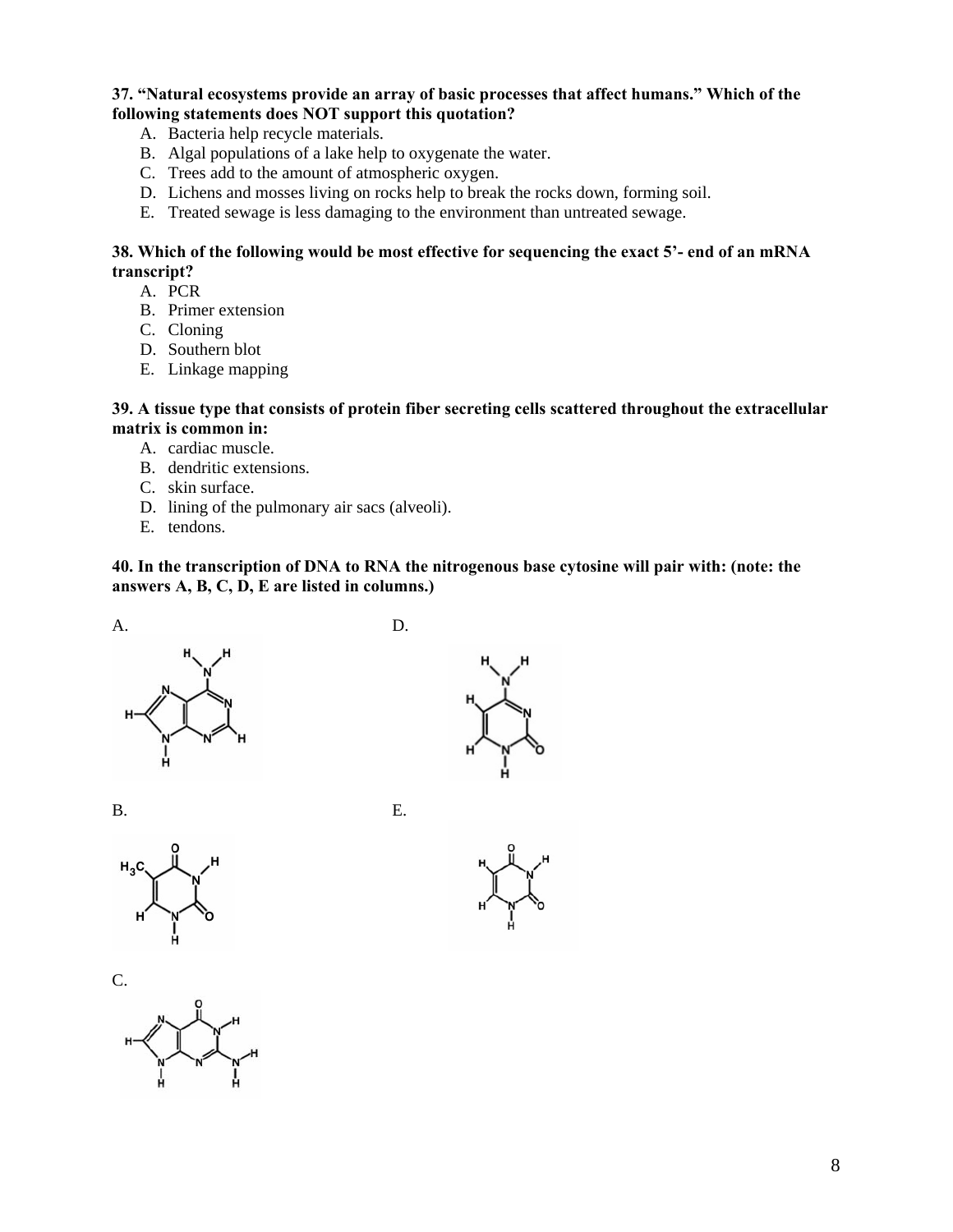**37. "Natural ecosystems provide an array of basic processes that affect humans." Which of the following statements does NOT support this quotation?**

A. Bacteria help recycle materials.
B. Algal populations of a lake help to oxygenate the water.
C. Trees add to the amount of atmospheric oxygen.
D. Lichens and mosses living on rocks help to break the rocks down, forming soil.
E. Treated sewage is less damaging to the environment than untreated sewage.

**38. Which of the following would be most effective for sequencing the exact 5'- end of an mRNA transcript?**

A. PCR
B. Primer extension
C. Cloning
D. Southern blot
E. Linkage mapping

**39. A tissue type that consists of protein fiber secreting cells scattered throughout the extracellular matrix is common in:**

A. cardiac muscle.
B. dendritic extensions.
C. skin surface.
D. lining of the pulmonary air sacs (alveoli).
E. tendons.

**40. In the transcription of DNA to RNA the nitrogenous base cytosine will pair with: (note: the answers A, B, C, D, E are listed in columns.)**

A.

B.

C.

D.

E.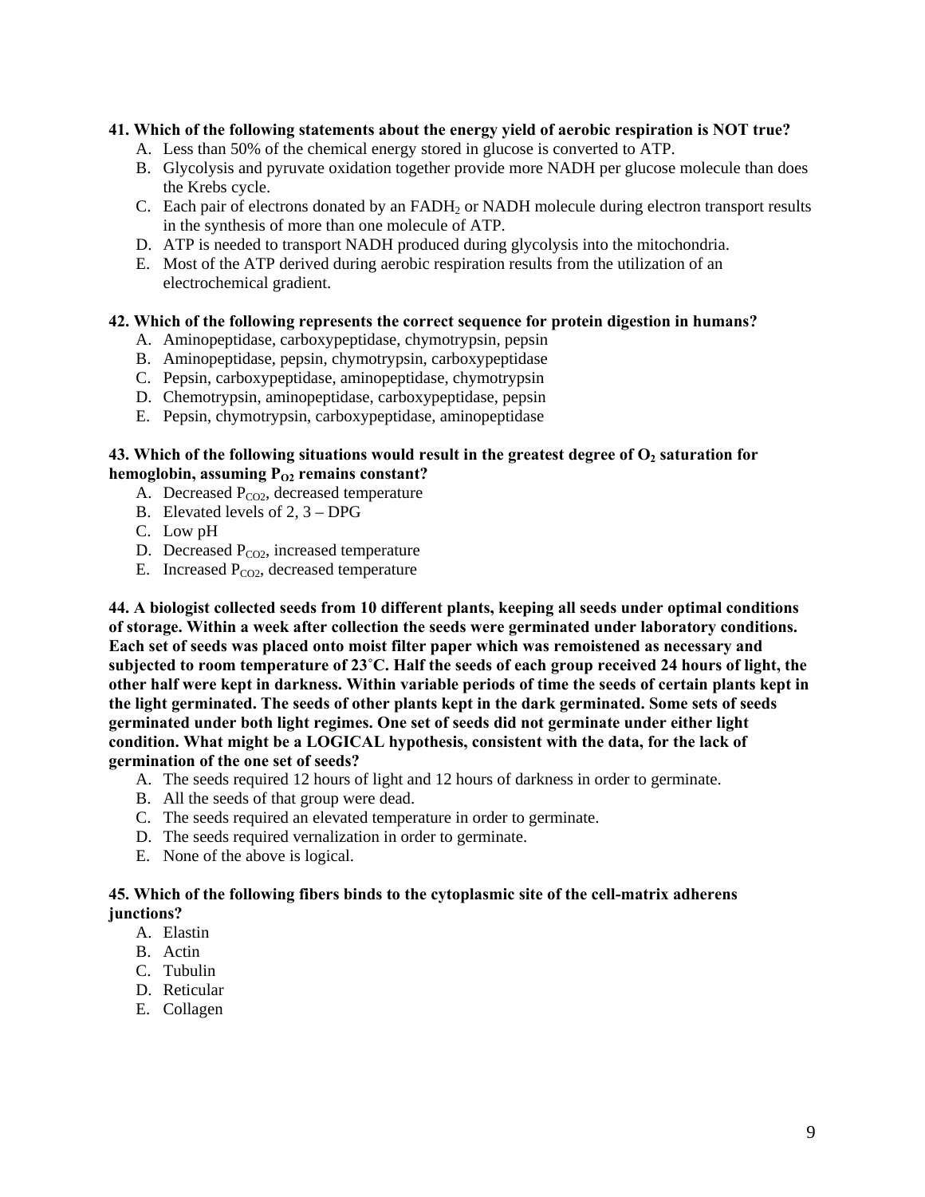**41. Which of the following statements about the energy yield of aerobic respiration is NOT true?**

A. Less than 50% of the chemical energy stored in glucose is converted to ATP.
B. Glycolysis and pyruvate oxidation together provide more NADH per glucose molecule than does the Krebs cycle.
C. Each pair of electrons donated by an $FADH_2$ or NADH molecule during electron transport results in the synthesis of more than one molecule of ATP.
D. ATP is needed to transport NADH produced during glycolysis into the mitochondria.
E. Most of the ATP derived during aerobic respiration results from the utilization of an electrochemical gradient.

**42. Which of the following represents the correct sequence for protein digestion in humans?**

A. Aminopeptidase, carboxypeptidase, chymotrypsin, pepsin
B. Aminopeptidase, pepsin, chymotrypsin, carboxypeptidase
C. Pepsin, carboxypeptidase, aminopeptidase, chymotrypsin
D. Chemotrypsin, aminopeptidase, carboxypeptidase, pepsin
E. Pepsin, chymotrypsin, carboxypeptidase, aminopeptidase

**43. Which of the following situations would result in the greatest degree of $O_2$ saturation for hemoglobin, assuming $P_{O2}$ remains constant?**

A. Decreased $P_{CO2}$, decreased temperature
B. Elevated levels of 2, 3 – DPG
C. Low pH
D. Decreased $P_{CO2}$, increased temperature
E. Increased $P_{CO2}$, decreased temperature

**44. A biologist collected seeds from 10 different plants, keeping all seeds under optimal conditions of storage. Within a week after collection the seeds were germinated under laboratory conditions. Each set of seeds was placed onto moist filter paper which was remoistened as necessary and subjected to room temperature of 23˚C. Half the seeds of each group received 24 hours of light, the other half were kept in darkness. Within variable periods of time the seeds of certain plants kept in the light germinated. The seeds of other plants kept in the dark germinated. Some sets of seeds germinated under both light regimes. One set of seeds did not germinate under either light condition. What might be a LOGICAL hypothesis, consistent with the data, for the lack of germination of the one set of seeds?**

A. The seeds required 12 hours of light and 12 hours of darkness in order to germinate.
B. All the seeds of that group were dead.
C. The seeds required an elevated temperature in order to germinate.
D. The seeds required vernalization in order to germinate.
E. None of the above is logical.

**45. Which of the following fibers binds to the cytoplasmic site of the cell-matrix adherens junctions?**

A. Elastin
B. Actin
C. Tubulin
D. Reticular
E. Collagen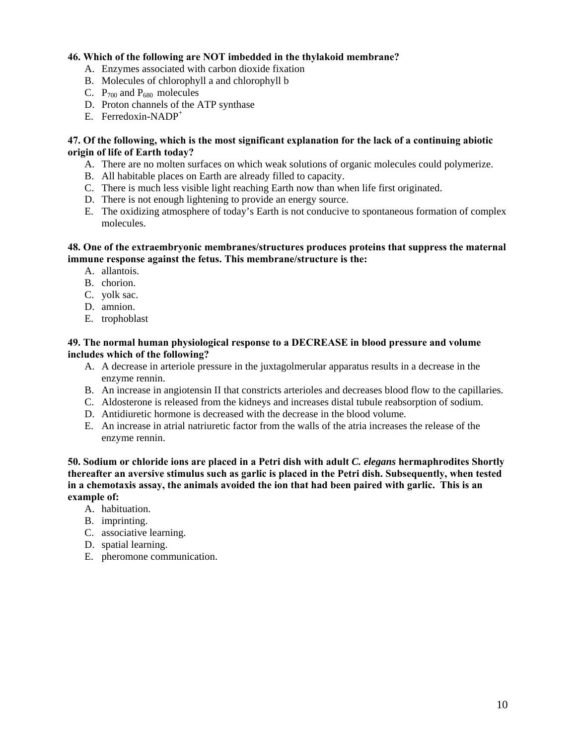**46. Which of the following are NOT imbedded in the thylakoid membrane?**

A. Enzymes associated with carbon dioxide fixation
B. Molecules of chlorophyll a and chlorophyll b
C. $P_{700}$ and $P_{680}$ molecules
D. Proton channels of the ATP synthase
E. Ferredoxin-$NADP^+$

**47. Of the following, which is the most significant explanation for the lack of a continuing abiotic origin of life of Earth today?**

A. There are no molten surfaces on which weak solutions of organic molecules could polymerize.
B. All habitable places on Earth are already filled to capacity.
C. There is much less visible light reaching Earth now than when life first originated.
D. There is not enough lightening to provide an energy source.
E. The oxidizing atmosphere of today's Earth is not conducive to spontaneous formation of complex molecules.

**48. One of the extraembryonic membranes/structures produces proteins that suppress the maternal immune response against the fetus. This membrane/structure is the:**

A. allantois.
B. chorion.
C. yolk sac.
D. amnion.
E. trophoblast

**49. The normal human physiological response to a DECREASE in blood pressure and volume includes which of the following?**

A. A decrease in arteriole pressure in the juxtagolmerular apparatus results in a decrease in the enzyme rennin.
B. An increase in angiotensin II that constricts arterioles and decreases blood flow to the capillaries.
C. Aldosterone is released from the kidneys and increases distal tubule reabsorption of sodium.
D. Antidiuretic hormone is decreased with the decrease in the blood volume.
E. An increase in atrial natriuretic factor from the walls of the atria increases the release of the enzyme rennin.

**50. Sodium or chloride ions are placed in a Petri dish with adult *C. elegans* hermaphrodites Shortly thereafter an aversive stimulus such as garlic is placed in the Petri dish. Subsequently, when tested in a chemotaxis assay, the animals avoided the ion that had been paired with garlic. This is an example of:**

A. habituation.
B. imprinting.
C. associative learning.
D. spatial learning.
E. pheromone communication.